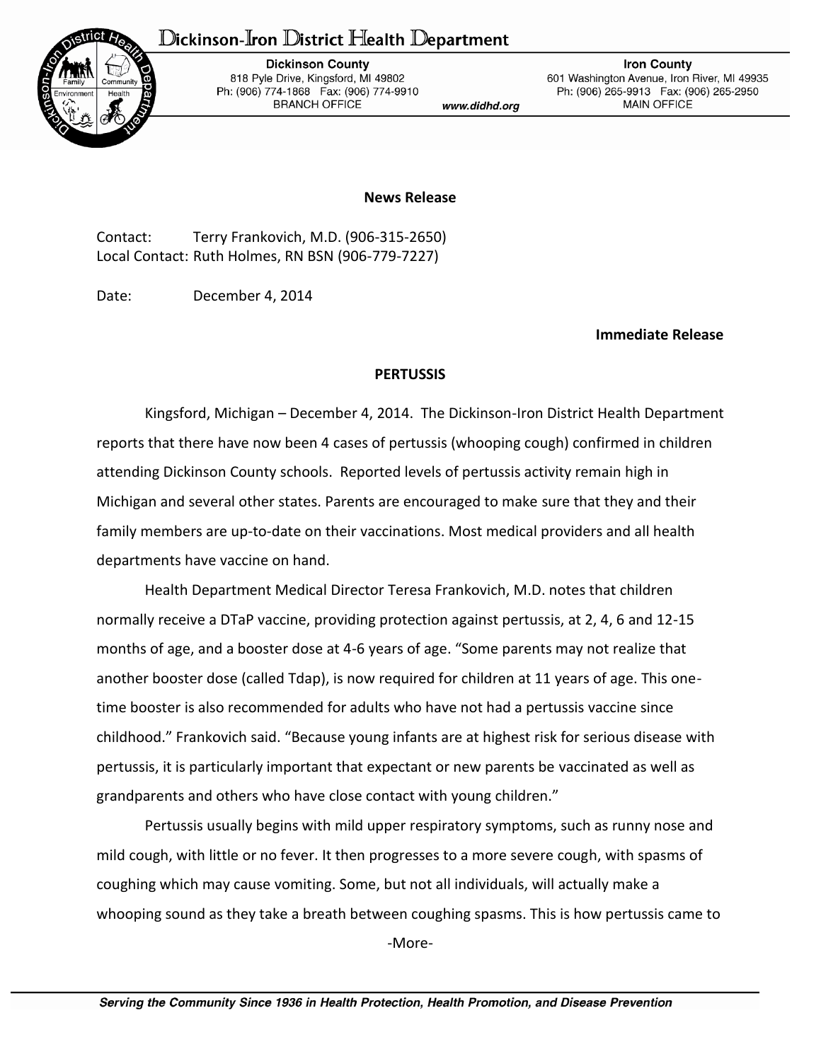# Dickinson-Iron District Health Department

**Dickinson County**
818 Pyle Drive, Kingsford, MI 49802
Ph: (906) 774-1868 Fax: (906) 774-9910
BRANCH OFFICE

*www.didhd.org*

**Iron County**
601 Washington Avenue, Iron River, MI 49935
Ph: (906) 265-9913 Fax: (906) 265-2950
MAIN OFFICE

**News Release**

Contact: Terry Frankovich, M.D. (906-315-2650)
Local Contact: Ruth Holmes, RN BSN (906-779-7227)

Date: December 4, 2014

**Immediate Release**

**PERTUSSIS**

Kingsford, Michigan – December 4, 2014. The Dickinson-Iron District Health Department reports that there have now been 4 cases of pertussis (whooping cough) confirmed in children attending Dickinson County schools. Reported levels of pertussis activity remain high in Michigan and several other states. Parents are encouraged to make sure that they and their family members are up-to-date on their vaccinations. Most medical providers and all health departments have vaccine on hand.

Health Department Medical Director Teresa Frankovich, M.D. notes that children normally receive a DTaP vaccine, providing protection against pertussis, at 2, 4, 6 and 12-15 months of age, and a booster dose at 4-6 years of age. "Some parents may not realize that another booster dose (called Tdap), is now required for children at 11 years of age. This one-time booster is also recommended for adults who have not had a pertussis vaccine since childhood." Frankovich said. "Because young infants are at highest risk for serious disease with pertussis, it is particularly important that expectant or new parents be vaccinated as well as grandparents and others who have close contact with young children."

Pertussis usually begins with mild upper respiratory symptoms, such as runny nose and mild cough, with little or no fever. It then progresses to a more severe cough, with spasms of coughing which may cause vomiting. Some, but not all individuals, will actually make a whooping sound as they take a breath between coughing spasms. This is how pertussis came to

-More-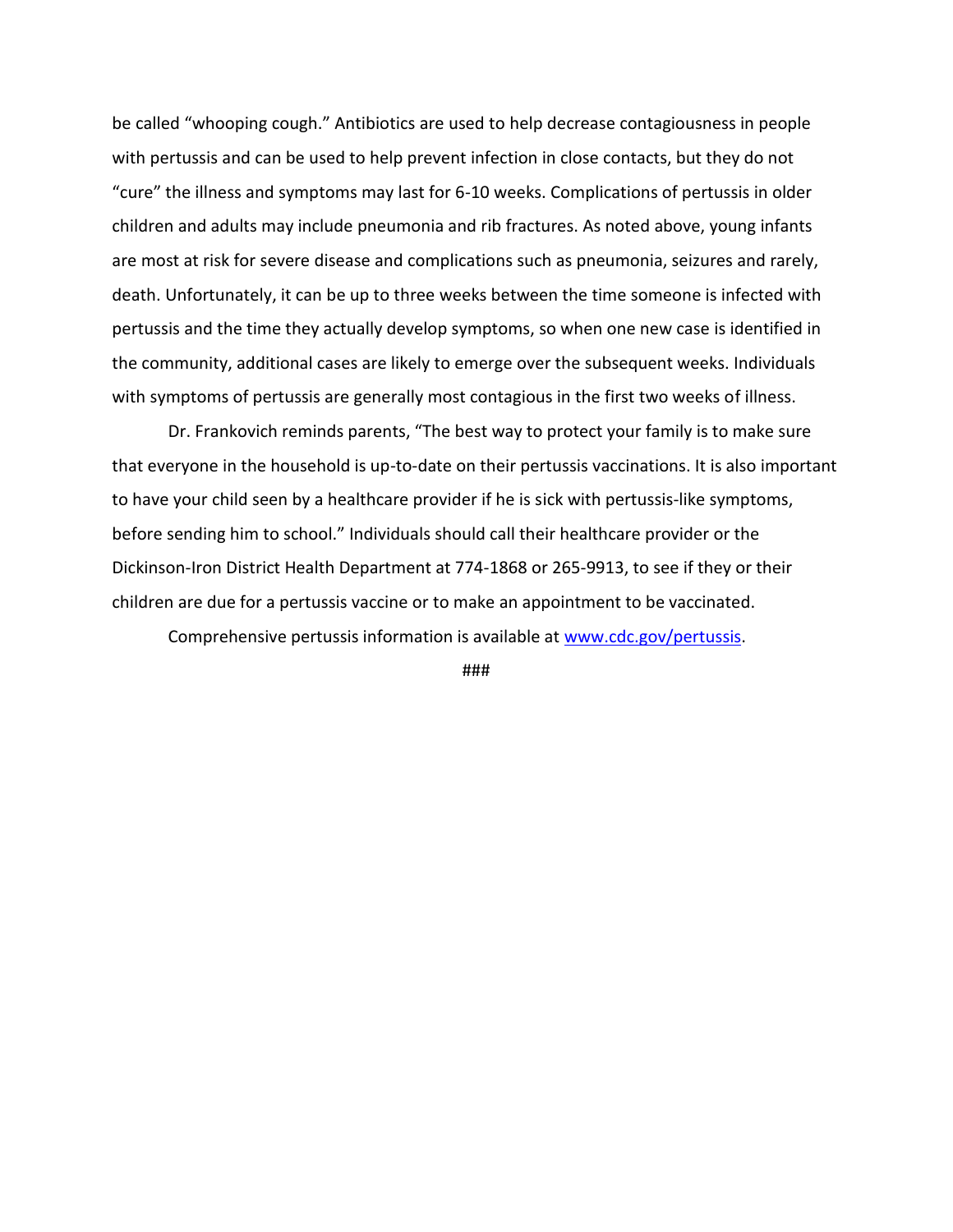be called "whooping cough." Antibiotics are used to help decrease contagiousness in people with pertussis and can be used to help prevent infection in close contacts, but they do not "cure" the illness and symptoms may last for 6-10 weeks. Complications of pertussis in older children and adults may include pneumonia and rib fractures. As noted above, young infants are most at risk for severe disease and complications such as pneumonia, seizures and rarely, death. Unfortunately, it can be up to three weeks between the time someone is infected with pertussis and the time they actually develop symptoms, so when one new case is identified in the community, additional cases are likely to emerge over the subsequent weeks. Individuals with symptoms of pertussis are generally most contagious in the first two weeks of illness.

Dr. Frankovich reminds parents, "The best way to protect your family is to make sure that everyone in the household is up-to-date on their pertussis vaccinations. It is also important to have your child seen by a healthcare provider if he is sick with pertussis-like symptoms, before sending him to school." Individuals should call their healthcare provider or the Dickinson-Iron District Health Department at 774-1868 or 265-9913, to see if they or their children are due for a pertussis vaccine or to make an appointment to be vaccinated.

Comprehensive pertussis information is available at [www.cdc.gov/pertussis](http://www.cdc.gov/pertussis).

###